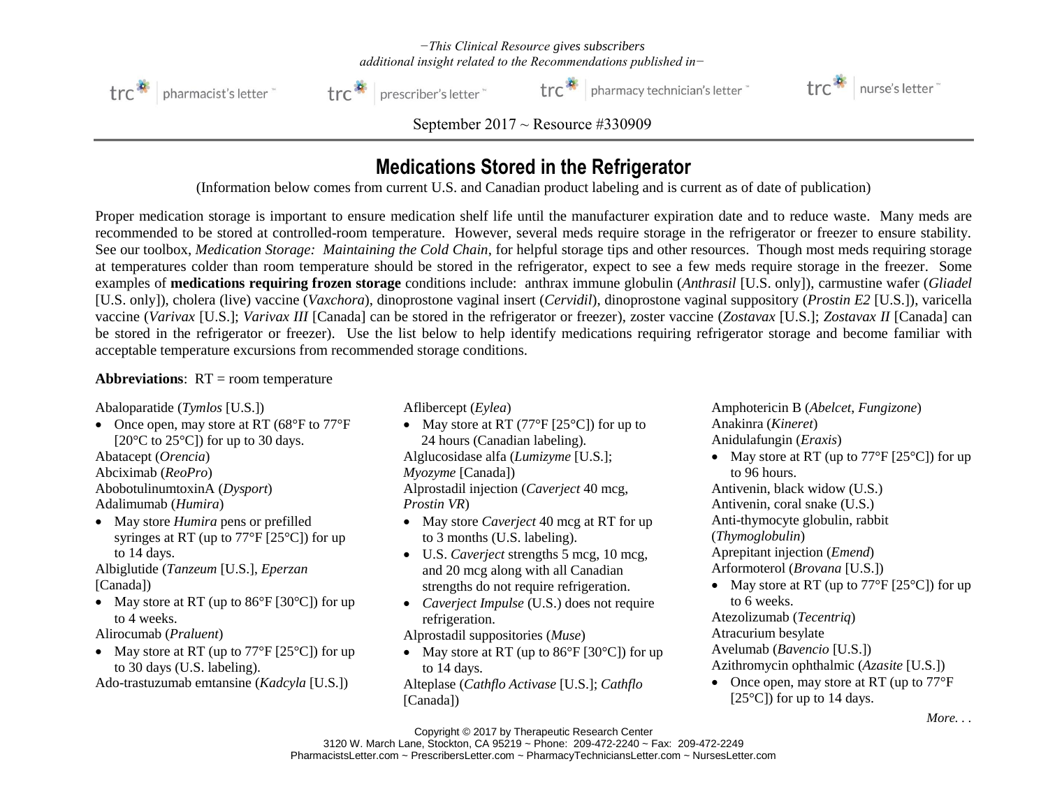*−This Clinical Resource gives subscribers additional insight related to the Recommendations published in−*

trc pharmacist's letter | trc prescriber's letter | trc pharmacy technician's letter | trc nurse's letter

September 2017 ~ Resource #330909

# Medications Stored in the Refrigerator

(Information below comes from current U.S. and Canadian product labeling and is current as of date of publication)

Proper medication storage is important to ensure medication shelf life until the manufacturer expiration date and to reduce waste. Many meds are recommended to be stored at controlled-room temperature. However, several meds require storage in the refrigerator or freezer to ensure stability. See our toolbox, *Medication Storage: Maintaining the Cold Chain*, for helpful storage tips and other resources. Though most meds requiring storage at temperatures colder than room temperature should be stored in the refrigerator, expect to see a few meds require storage in the freezer. Some examples of **medications requiring frozen storage** conditions include: anthrax immune globulin (*Anthrasil* [U.S. only]), carmustine wafer (*Gliadel* [U.S. only]), cholera (live) vaccine (*Vaxchora*), dinoprostone vaginal insert (*Cervidil*), dinoprostone vaginal suppository (*Prostin E2* [U.S.]), varicella vaccine (*Varivax* [U.S.]; *Varivax III* [Canada] can be stored in the refrigerator or freezer), zoster vaccine (*Zostavax* [U.S.]; *Zostavax II* [Canada] can be stored in the refrigerator or freezer). Use the list below to help identify medications requiring refrigerator storage and become familiar with acceptable temperature excursions from recommended storage conditions.

**Abbreviations**: RT = room temperature

Abaloparatide (*Tymlos* [U.S.])
- Once open, may store at RT (68°F to 77°F [20°C to 25°C]) for up to 30 days.

Abatacept (*Orencia*)

Abciximab (*ReoPro*)

AbobotulinumtoxinA (*Dysport*)

Adalimumab (*Humira*)
- May store *Humira* pens or prefilled syringes at RT (up to 77°F [25°C]) for up to 14 days.

Albiglutide (*Tanzeum* [U.S.], *Eperzan* [Canada])
- May store at RT (up to 86°F [30°C]) for up to 4 weeks.

Alirocumab (*Praluent*)
- May store at RT (up to 77°F [25°C]) for up to 30 days (U.S. labeling).

Ado-trastuzumab emtansine (*Kadcyla* [U.S.])

Aflibercept (*Eylea*)
- May store at RT (77°F [25°C]) for up to 24 hours (Canadian labeling).

Alglucosidase alfa (*Lumizyme* [U.S.]; *Myozyme* [Canada])

Alprostadil injection (*Caverject* 40 mcg, *Prostin VR*)
- May store *Caverject* 40 mcg at RT for up to 3 months (U.S. labeling).
- U.S. *Caverject* strengths 5 mcg, 10 mcg, and 20 mcg along with all Canadian strengths do not require refrigeration.
- *Caverject Impulse* (U.S.) does not require refrigeration.

Alprostadil suppositories (*Muse*)
- May store at RT (up to 86°F [30°C]) for up to 14 days.

Alteplase (*Cathflo Activase* [U.S.]; *Cathflo* [Canada])

Amphotericin B (*Abelcet, Fungizone*)

Anakinra (*Kineret*)

Anidulafungin (*Eraxis*)
- May store at RT (up to 77°F [25°C]) for up to 96 hours.

Antivenin, black widow (U.S.)

Antivenin, coral snake (U.S.)

Anti-thymocyte globulin, rabbit (*Thymoglobulin*)

Aprepitant injection (*Emend*)

Arformoterol (*Brovana* [U.S.])
- May store at RT (up to 77°F [25°C]) for up to 6 weeks.

Atezolizumab (*Tecentriq*)

Atracurium besylate

Avelumab (*Bavencio* [U.S.])

Azithromycin ophthalmic (*Azasite* [U.S.])
- Once open, may store at RT (up to 77°F [25°C]) for up to 14 days.

*More. . .*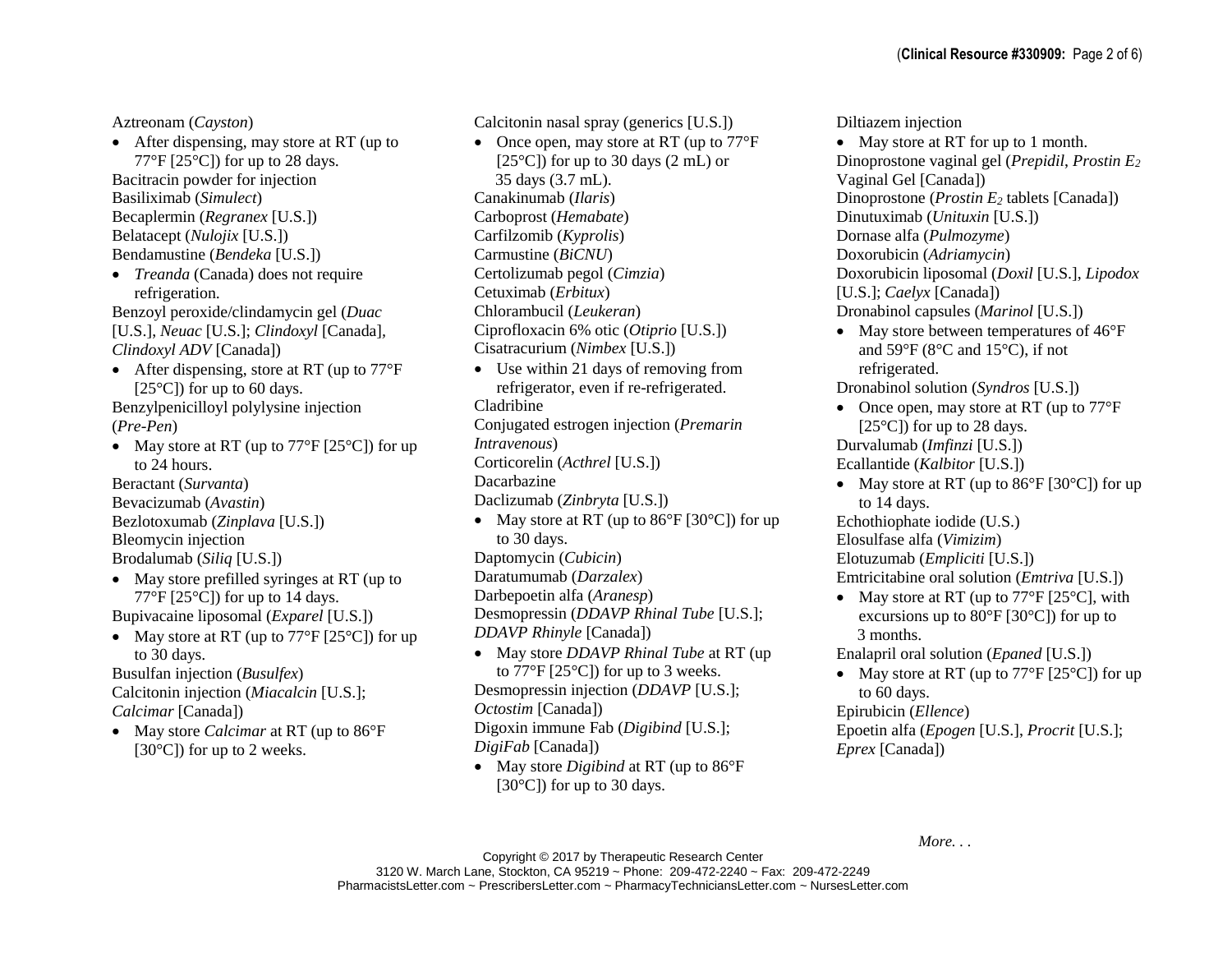Aztreonam (*Cayston*)

- After dispensing, may store at RT (up to 77°F [25°C]) for up to 28 days.

Bacitracin powder for injection

Basiliximab (*Simulect*)

Becaplermin (*Regranex* [U.S.])

Belatacept (*Nulojix* [U.S.])

Bendamustine (*Bendeka* [U.S.])

- *Treanda* (Canada) does not require refrigeration.

Benzoyl peroxide/clindamycin gel (*Duac* [U.S.], *Neuac* [U.S.]; *Clindoxyl* [Canada], *Clindoxyl ADV* [Canada])

- After dispensing, store at RT (up to 77°F [25°C]) for up to 60 days.

Benzylpenicilloyl polylysine injection (*Pre-Pen*)

- May store at RT (up to 77°F [25°C]) for up to 24 hours.

Beractant (*Survanta*)

Bevacizumab (*Avastin*)

Bezlotoxumab (*Zinplava* [U.S.])

Bleomycin injection

Brodalumab (*Siliq* [U.S.])

- May store prefilled syringes at RT (up to 77°F [25°C]) for up to 14 days.

Bupivacaine liposomal (*Exparel* [U.S.])

- May store at RT (up to 77°F [25°C]) for up to 30 days.

Busulfan injection (*Busulfex*)

Calcitonin injection (*Miacalcin* [U.S.]; *Calcimar* [Canada])

- May store *Calcimar* at RT (up to 86°F [30°C]) for up to 2 weeks.

Calcitonin nasal spray (generics [U.S.])

- Once open, may store at RT (up to 77°F [25°C]) for up to 30 days (2 mL) or 35 days (3.7 mL).

Canakinumab (*Ilaris*)

Carboprost (*Hemabate*)

Carfilzomib (*Kyprolis*)

Carmustine (*BiCNU*)

Certolizumab pegol (*Cimzia*)

Cetuximab (*Erbitux*)

Chlorambucil (*Leukeran*)

Ciprofloxacin 6% otic (*Otiprio* [U.S.])

Cisatracurium (*Nimbex* [U.S.])

- Use within 21 days of removing from refrigerator, even if re-refrigerated.

Cladribine

Conjugated estrogen injection (*Premarin Intravenous*)

Corticorelin (*Acthrel* [U.S.])

Dacarbazine

Daclizumab (*Zinbryta* [U.S.])

- May store at RT (up to 86°F [30°C]) for up to 30 days.

Daptomycin (*Cubicin*)

Daratumumab (*Darzalex*)

Darbepoetin alfa (*Aranesp*)

Desmopressin (*DDAVP Rhinal Tube* [U.S.]; *DDAVP Rhinyle* [Canada])

- May store *DDAVP Rhinal Tube* at RT (up to 77°F [25°C]) for up to 3 weeks.

Desmopressin injection (*DDAVP* [U.S.]; *Octostim* [Canada])

Digoxin immune Fab (*Digibind* [U.S.]; *DigiFab* [Canada])

- May store *Digibind* at RT (up to 86°F [30°C]) for up to 30 days.

Diltiazem injection

- May store at RT for up to 1 month.

Dinoprostone vaginal gel (*Prepidil*, *Prostin $E_2$* Vaginal Gel [Canada])

Dinoprostone (*Prostin $E_2$* tablets [Canada])

Dinutuximab (*Unituxin* [U.S.])

Dornase alfa (*Pulmozyme*)

Doxorubicin (*Adriamycin*)

Doxorubicin liposomal (*Doxil* [U.S.], *Lipodox* [U.S.]; *Caelyx* [Canada])

Dronabinol capsules (*Marinol* [U.S.])

- May store between temperatures of 46°F and 59°F (8°C and 15°C), if not refrigerated.

Dronabinol solution (*Syndros* [U.S.])

- Once open, may store at RT (up to 77°F [25°C]) for up to 28 days.

Durvalumab (*Imfinzi* [U.S.])

Ecallantide (*Kalbitor* [U.S.])

- May store at RT (up to 86°F [30°C]) for up to 14 days.

Echothiophate iodide (U.S.)

Elosulfase alfa (*Vimizim*)

Elotuzumab (*Empliciti* [U.S.])

Emtricitabine oral solution (*Emtriva* [U.S.])

- May store at RT (up to 77°F [25°C], with excursions up to 80°F [30°C]) for up to 3 months.

Enalapril oral solution (*Epaned* [U.S.])

- May store at RT (up to 77°F [25°C]) for up to 60 days.

Epirubicin (*Ellence*)

Epoetin alfa (*Epogen* [U.S.], *Procrit* [U.S.]; *Eprex* [Canada])

*More. . .*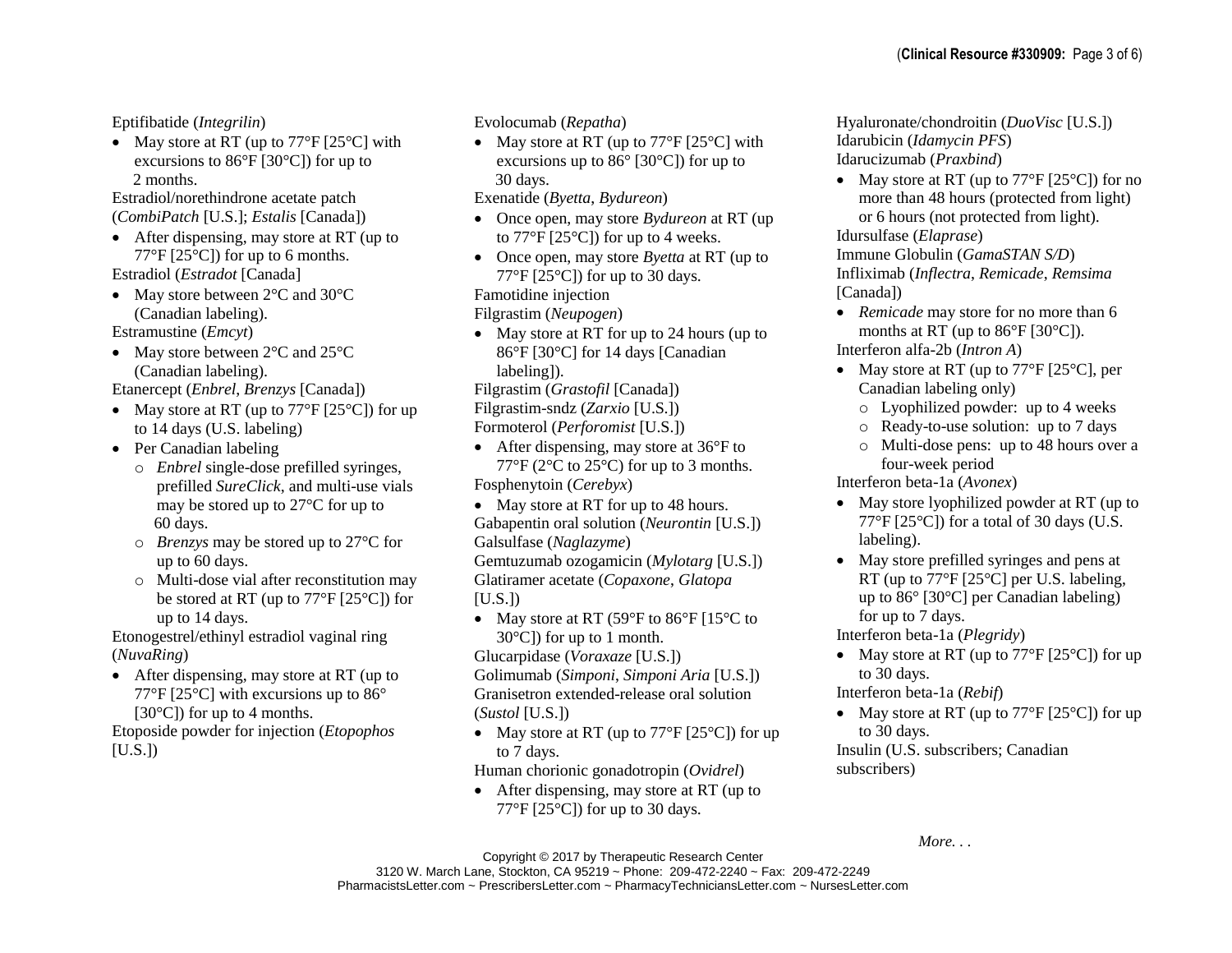Eptifibatide (*Integrilin*)

- May store at RT (up to 77°F [25°C] with excursions to 86°F [30°C]) for up to 2 months.

Estradiol/norethindrone acetate patch (*CombiPatch* [U.S.]; *Estalis* [Canada])

- After dispensing, may store at RT (up to 77°F [25°C]) for up to 6 months.

Estradiol (*Estradot* [Canada]

- May store between 2°C and 30°C (Canadian labeling).

Estramustine (*Emcyt*)

- May store between 2°C and 25°C (Canadian labeling).

Etanercept (*Enbrel*, *Brenzys* [Canada])

- May store at RT (up to 77°F [25°C]) for up to 14 days (U.S. labeling)
- Per Canadian labeling
  - *Enbrel* single-dose prefilled syringes, prefilled *SureClick*, and multi-use vials may be stored up to 27°C for up to 60 days.
  - *Brenzys* may be stored up to 27°C for up to 60 days.
  - Multi-dose vial after reconstitution may be stored at RT (up to 77°F [25°C]) for up to 14 days.

Etonogestrel/ethinyl estradiol vaginal ring (*NuvaRing*)

- After dispensing, may store at RT (up to 77°F [25°C] with excursions up to 86° [30°C]) for up to 4 months.

Etoposide powder for injection (*Etopophos* [U.S.])

Evolocumab (*Repatha*)

- May store at RT (up to 77°F [25°C] with excursions up to 86° [30°C]) for up to 30 days.

Exenatide (*Byetta*, *Bydureon*)

- Once open, may store *Bydureon* at RT (up to 77°F [25°C]) for up to 4 weeks.
- Once open, may store *Byetta* at RT (up to 77°F [25°C]) for up to 30 days.

Famotidine injection

Filgrastim (*Neupogen*)

- May store at RT for up to 24 hours (up to 86°F [30°C] for 14 days [Canadian labeling]).

Filgrastim (*Grastofil* [Canada])

Filgrastim-sndz (*Zarxio* [U.S.])

Formoterol (*Perforomist* [U.S.])

- After dispensing, may store at 36°F to 77°F (2°C to 25°C) for up to 3 months.

Fosphenytoin (*Cerebyx*)

- May store at RT for up to 48 hours.

Gabapentin oral solution (*Neurontin* [U.S.])

Galsulfase (*Naglazyme*)

Gemtuzumab ozogamicin (*Mylotarg* [U.S.])

Glatiramer acetate (*Copaxone*, *Glatopa* [U.S.])

- May store at RT (59°F to 86°F [15°C to 30°C]) for up to 1 month.

Glucarpidase (*Voraxaze* [U.S.])

Golimumab (*Simponi*, *Simponi Aria* [U.S.])

Granisetron extended-release oral solution (*Sustol* [U.S.])

- May store at RT (up to 77°F [25°C]) for up to 7 days.

Human chorionic gonadotropin (*Ovidrel*)

- After dispensing, may store at RT (up to 77°F [25°C]) for up to 30 days.

Hyaluronate/chondroitin (*DuoVisc* [U.S.])

Idarubicin (*Idamycin PFS*)

Idarucizumab (*Praxbind*)

- May store at RT (up to 77°F [25°C]) for no more than 48 hours (protected from light) or 6 hours (not protected from light).

Idursulfase (*Elaprase*)

Immune Globulin (*GamaSTAN S/D*)

Infliximab (*Inflectra*, *Remicade*, *Remsima* [Canada])

- *Remicade* may store for no more than 6 months at RT (up to 86°F [30°C]).

Interferon alfa-2b (*Intron A*)

- May store at RT (up to 77°F [25°C], per Canadian labeling only)
  - Lyophilized powder: up to 4 weeks
  - Ready-to-use solution: up to 7 days
  - Multi-dose pens: up to 48 hours over a four-week period

Interferon beta-1a (*Avonex*)

- May store lyophilized powder at RT (up to 77°F [25°C]) for a total of 30 days (U.S. labeling).
- May store prefilled syringes and pens at RT (up to 77°F [25°C] per U.S. labeling, up to 86° [30°C] per Canadian labeling) for up to 7 days.

Interferon beta-1a (*Plegridy*)

- May store at RT (up to 77°F [25°C]) for up to 30 days.

Interferon beta-1a (*Rebif*)

- May store at RT (up to 77°F [25°C]) for up to 30 days.

Insulin (U.S. subscribers; Canadian subscribers)

*More. . .*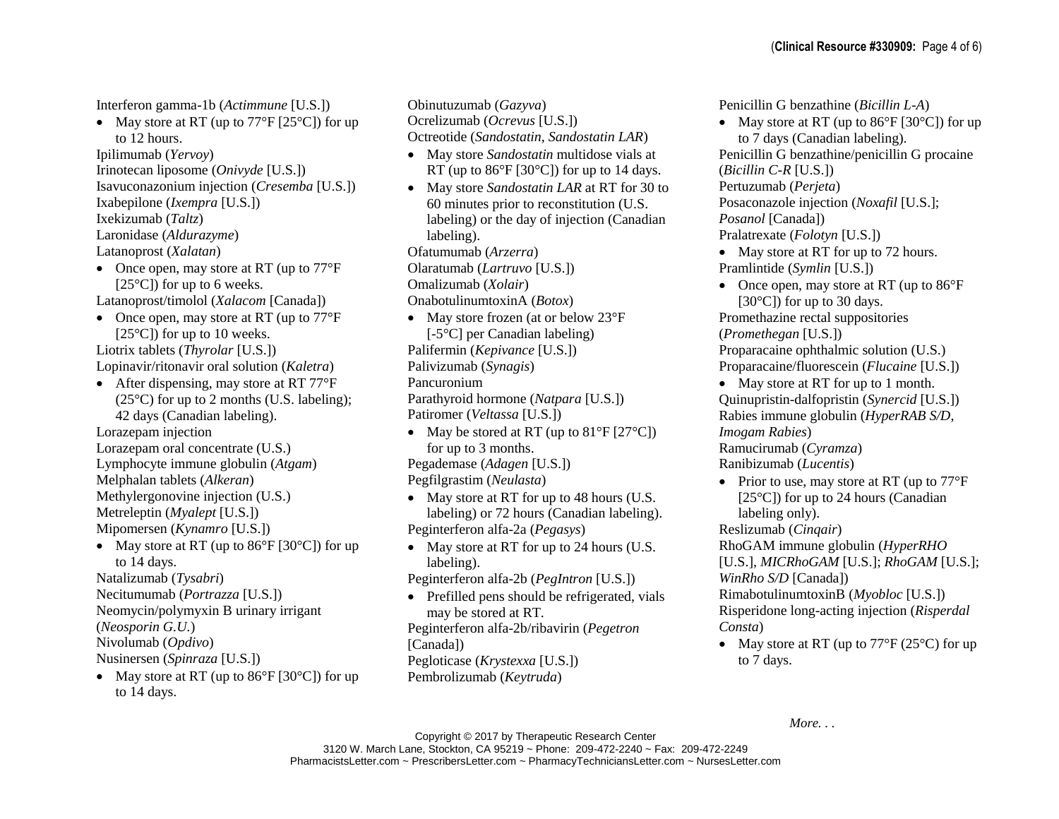Interferon gamma-1b (*Actimmune* [U.S.])

- May store at RT (up to 77°F [25°C]) for up to 12 hours.

Ipilimumab (*Yervoy*)
Irinotecan liposome (*Onivyde* [U.S.])
Isavuconazonium injection (*Cresemba* [U.S.])
Ixabepilone (*Ixempra* [U.S.])
Ixekizumab (*Taltz*)
Laronidase (*Aldurazyme*)
Latanoprost (*Xalatan*)

- Once open, may store at RT (up to 77°F [25°C]) for up to 6 weeks.

Latanoprost/timolol (*Xalacom* [Canada])

- Once open, may store at RT (up to 77°F [25°C]) for up to 10 weeks.

Liotrix tablets (*Thyrolar* [U.S.])
Lopinavir/ritonavir oral solution (*Kaletra*)

- After dispensing, may store at RT 77°F (25°C) for up to 2 months (U.S. labeling); 42 days (Canadian labeling).

Lorazepam injection
Lorazepam oral concentrate (U.S.)
Lymphocyte immune globulin (*Atgam*)
Melphalan tablets (*Alkeran*)
Methylergonovine injection (U.S.)
Metreleptin (*Myalept* [U.S.])
Mipomersen (*Kynamro* [U.S.])

- May store at RT (up to 86°F [30°C]) for up to 14 days.

Natalizumab (*Tysabri*)
Necitumumab (*Portrazza* [U.S.])
Neomycin/polymyxin B urinary irrigant (*Neosporin G.U.*)
Nivolumab (*Opdivo*)
Nusinersen (*Spinraza* [U.S.])

- May store at RT (up to 86°F [30°C]) for up to 14 days.

Obinutuzumab (*Gazyva*)
Ocrelizumab (*Ocrevus* [U.S.])
Octreotide (*Sandostatin*, *Sandostatin LAR*)

- May store *Sandostatin* multidose vials at RT (up to 86°F [30°C]) for up to 14 days.
- May store *Sandostatin LAR* at RT for 30 to 60 minutes prior to reconstitution (U.S. labeling) or the day of injection (Canadian labeling).

Ofatumumab (*Arzerra*)
Olaratumab (*Lartruvo* [U.S.])
Omalizumab (*Xolair*)
OnabotulinumtoxinA (*Botox*)

- May store frozen (at or below 23°F [-5°C] per Canadian labeling)

Palifermin (*Kepivance* [U.S.])
Palivizumab (*Synagis*)
Pancuronium
Parathyroid hormone (*Natpara* [U.S.])
Patiromer (*Veltassa* [U.S.])

- May be stored at RT (up to 81°F [27°C]) for up to 3 months.

Pegademase (*Adagen* [U.S.])
Pegfilgrastim (*Neulasta*)

- May store at RT for up to 48 hours (U.S. labeling) or 72 hours (Canadian labeling).

Peginterferon alfa-2a (*Pegasys*)

- May store at RT for up to 24 hours (U.S. labeling).

Peginterferon alfa-2b (*PegIntron* [U.S.])

- Prefilled pens should be refrigerated, vials may be stored at RT.

Peginterferon alfa-2b/ribavirin (*Pegetron* [Canada])
Pegloticase (*Krystexxa* [U.S.])
Pembrolizumab (*Keytruda*)
Penicillin G benzathine (*Bicillin L-A*)

- May store at RT (up to 86°F [30°C]) for up to 7 days (Canadian labeling).

Penicillin G benzathine/penicillin G procaine (*Bicillin C-R* [U.S.])
Pertuzumab (*Perjeta*)
Posaconazole injection (*Noxafil* [U.S.]; *Posanol* [Canada])
Pralatrexate (*Folotyn* [U.S.])

- May store at RT for up to 72 hours.

Pramlintide (*Symlin* [U.S.])

- Once open, may store at RT (up to 86°F [30°C]) for up to 30 days.

Promethazine rectal suppositories (*Promethegan* [U.S.])
Proparacaine ophthalmic solution (U.S.)
Proparacaine/fluorescein (*Flucaine* [U.S.])

- May store at RT for up to 1 month.

Quinupristin-dalfopristin (*Synercid* [U.S.])
Rabies immune globulin (*HyperRAB S/D*, *Imogam Rabies*)
Ramucirumab (*Cyramza*)
Ranibizumab (*Lucentis*)

- Prior to use, may store at RT (up to 77°F [25°C]) for up to 24 hours (Canadian labeling only).

Reslizumab (*Cinqair*)
RhoGAM immune globulin (*HyperRHO* [U.S.], *MICRhoGAM* [U.S.]; *RhoGAM* [U.S.]; *WinRho S/D* [Canada])
RimabotulinumtoxinB (*Myobloc* [U.S.])
Risperidone long-acting injection (*Risperdal Consta*)

- May store at RT (up to 77°F (25°C) for up to 7 days.

*More. . .*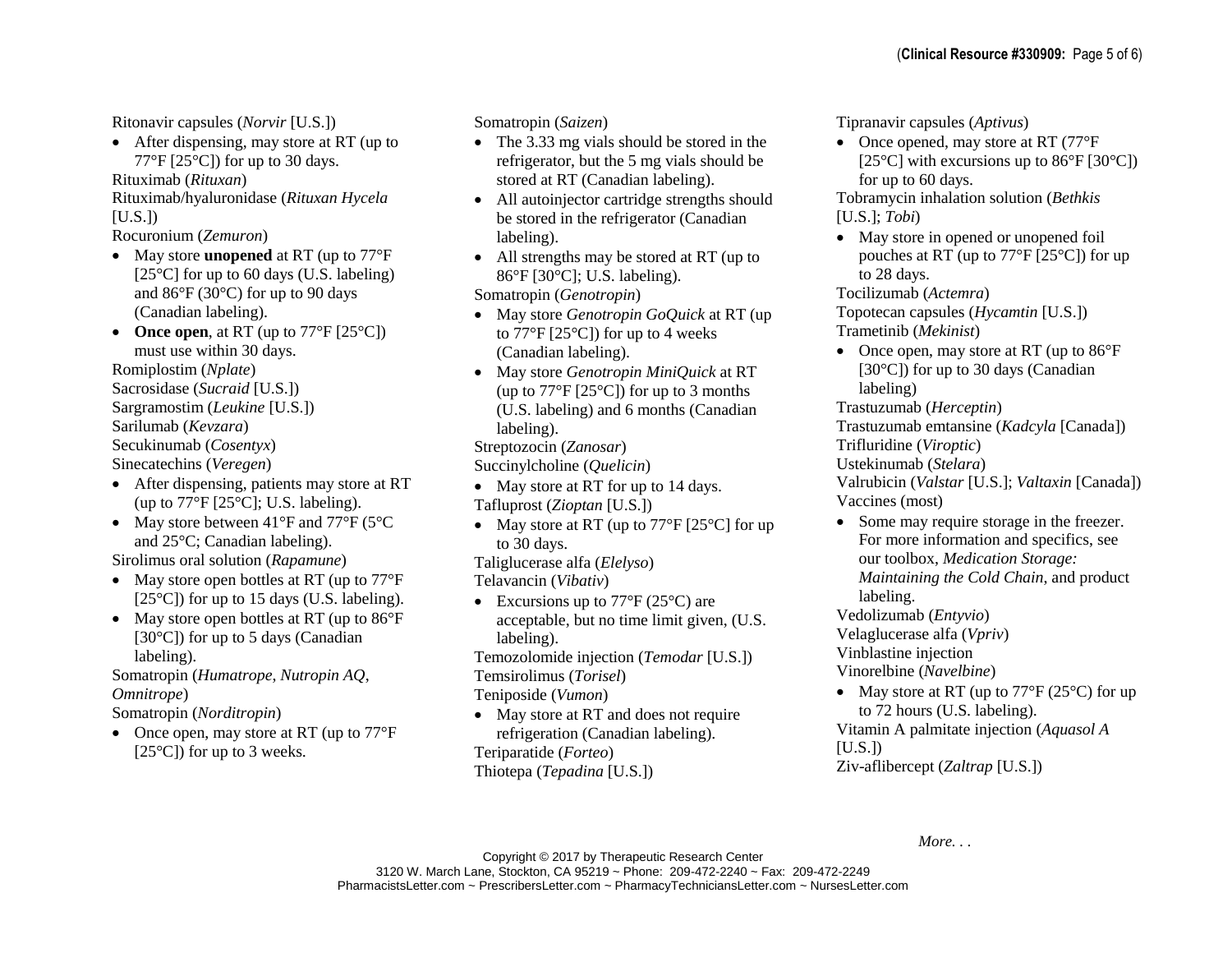Ritonavir capsules (*Norvir* [U.S.])

- After dispensing, may store at RT (up to 77°F [25°C]) for up to 30 days.

Rituximab (*Rituxan*)

Rituximab/hyaluronidase (*Rituxan Hycela* [U.S.])

Rocuronium (*Zemuron*)

- May store **unopened** at RT (up to 77°F [25°C] for up to 60 days (U.S. labeling) and 86°F (30°C) for up to 90 days (Canadian labeling).
- **Once open**, at RT (up to 77°F [25°C]) must use within 30 days.

Romiplostim (*Nplate*)

Sacrosidase (*Sucraid* [U.S.])

Sargramostim (*Leukine* [U.S.])

Sarilumab (*Kevzara*)

Secukinumab (*Cosentyx*)

Sinecatechins (*Veregen*)

- After dispensing, patients may store at RT (up to 77°F [25°C]; U.S. labeling).
- May store between 41°F and 77°F (5°C and 25°C; Canadian labeling).

Sirolimus oral solution (*Rapamune*)

- May store open bottles at RT (up to 77°F [25°C]) for up to 15 days (U.S. labeling).
- May store open bottles at RT (up to 86°F [30°C]) for up to 5 days (Canadian labeling).

Somatropin (*Humatrope*, *Nutropin AQ*, *Omnitrope*)

Somatropin (*Norditropin*)

- Once open, may store at RT (up to 77°F [25°C]) for up to 3 weeks.

Somatropin (*Saizen*)

- The 3.33 mg vials should be stored in the refrigerator, but the 5 mg vials should be stored at RT (Canadian labeling).
- All autoinjector cartridge strengths should be stored in the refrigerator (Canadian labeling).
- All strengths may be stored at RT (up to 86°F [30°C]; U.S. labeling).

Somatropin (*Genotropin*)

- May store *Genotropin GoQuick* at RT (up to 77°F [25°C]) for up to 4 weeks (Canadian labeling).
- May store *Genotropin MiniQuick* at RT (up to 77°F [25°C]) for up to 3 months (U.S. labeling) and 6 months (Canadian labeling).

Streptozocin (*Zanosar*)

Succinylcholine (*Quelicin*)

- May store at RT for up to 14 days.

Tafluprost (*Zioptan* [U.S.])

- May store at RT (up to 77°F [25°C] for up to 30 days.

Taliglucerase alfa (*Elelyso*)

Telavancin (*Vibativ*)

- Excursions up to 77°F (25°C) are acceptable, but no time limit given, (U.S. labeling).

Temozolomide injection (*Temodar* [U.S.])

Temsirolimus (*Torisel*)

Teniposide (*Vumon*)

- May store at RT and does not require refrigeration (Canadian labeling).

Teriparatide (*Forteo*)

Thiotepa (*Tepadina* [U.S.])

Tipranavir capsules (*Aptivus*)

- Once opened, may store at RT (77°F [25°C] with excursions up to 86°F [30°C]) for up to 60 days.

Tobramycin inhalation solution (*Bethkis* [U.S.]; *Tobi*)

- May store in opened or unopened foil pouches at RT (up to 77°F [25°C]) for up to 28 days.

Tocilizumab (*Actemra*)

Topotecan capsules (*Hycamtin* [U.S.])

Trametinib (*Mekinist*)

- Once open, may store at RT (up to 86°F [30°C]) for up to 30 days (Canadian labeling)

Trastuzumab (*Herceptin*)

Trastuzumab emtansine (*Kadcyla* [Canada])

Trifluridine (*Viroptic*)

Ustekinumab (*Stelara*)

Valrubicin (*Valstar* [U.S.]; *Valtaxin* [Canada])

Vaccines (most)

- Some may require storage in the freezer. For more information and specifics, see our toolbox, *Medication Storage: Maintaining the Cold Chain*, and product labeling.

Vedolizumab (*Entyvio*)

Velaglucerase alfa (*Vpriv*)

Vinblastine injection

Vinorelbine (*Navelbine*)

- May store at RT (up to 77°F (25°C) for up to 72 hours (U.S. labeling).

Vitamin A palmitate injection (*Aquasol A* [U.S.])

Ziv-aflibercept (*Zaltrap* [U.S.])

*More. . .*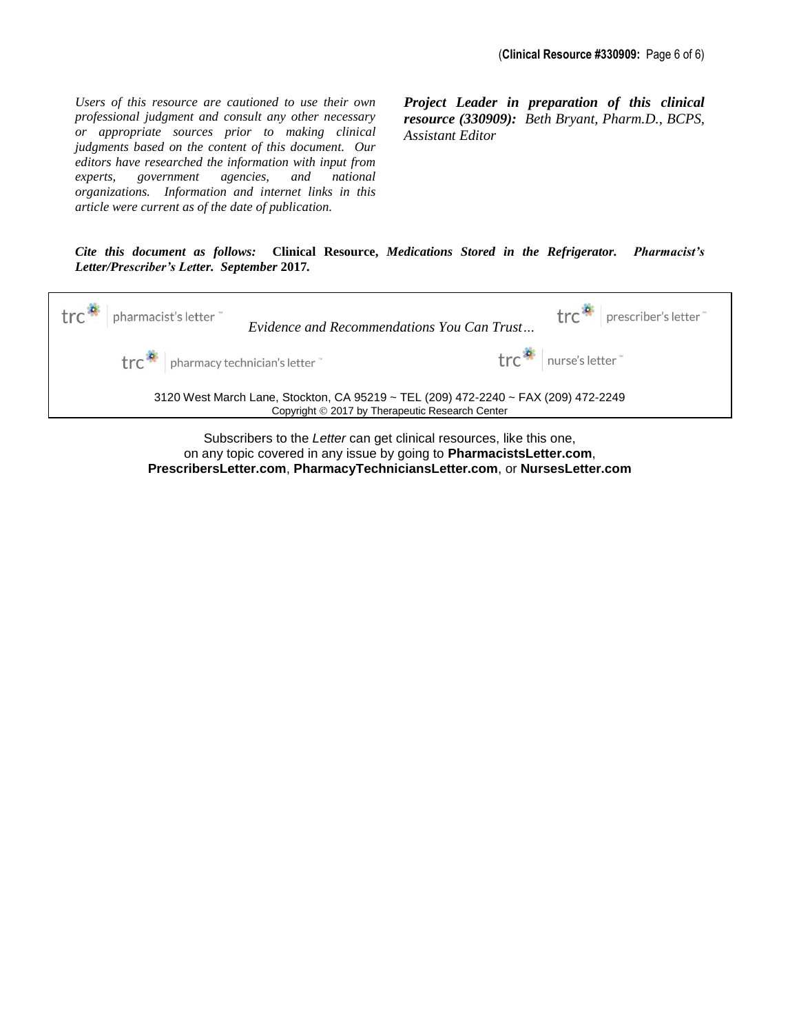*Users of this resource are cautioned to use their own professional judgment and consult any other necessary or appropriate sources prior to making clinical judgments based on the content of this document. Our editors have researched the information with input from experts, government agencies, and national organizations. Information and internet links in this article were current as of the date of publication.*

***Project Leader in preparation of this clinical resource (330909):*** *Beth Bryant, Pharm.D., BCPS, Assistant Editor*

***Cite this document as follows:*** **Clinical Resource,** ***Medications Stored in the Refrigerator. Pharmacist's Letter/Prescriber's Letter. September*** **2017.**

trc | pharmacist's letter™ *Evidence and Recommendations You Can Trust…* trc | prescriber's letter™

trc | pharmacy technician's letter™ trc | nurse's letter™

3120 West March Lane, Stockton, CA 95219 ~ TEL (209) 472-2240 ~ FAX (209) 472-2249
Copyright © 2017 by Therapeutic Research Center

Subscribers to the *Letter* can get clinical resources, like this one, on any topic covered in any issue by going to **PharmacistsLetter.com**, **PrescribersLetter.com**, **PharmacyTechniciansLetter.com**, or **NursesLetter.com**